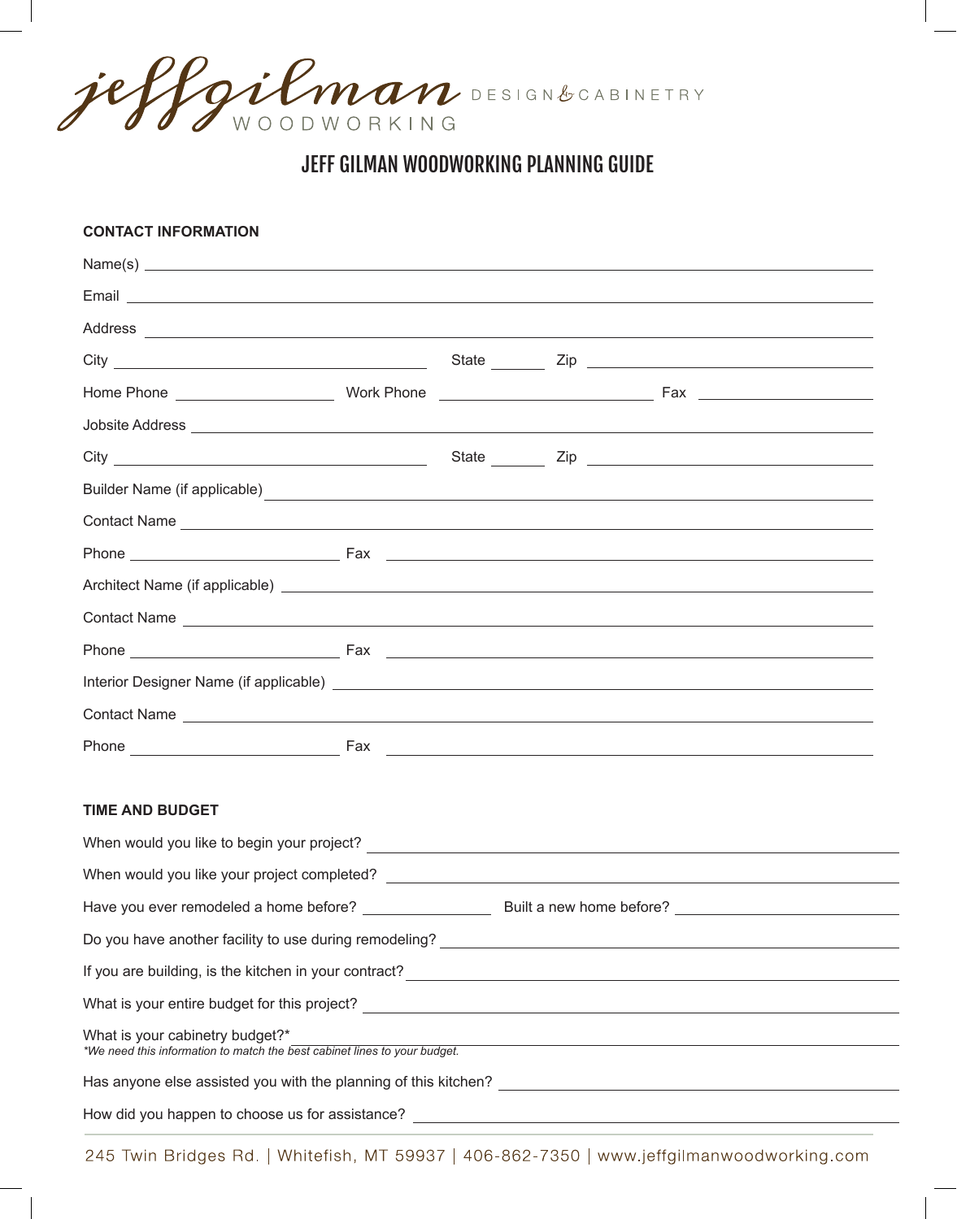jeffgilman DESIGN & CABINETRY
WOODWORKING

# JEFF GILMAN WOODWORKING PLANNING GUIDE

**CONTACT INFORMATION**

Name(s) ______________________________

Email ______________________________

Address ______________________________

City ____________________ State ________ Zip ____________________

Home Phone ____________________ Work Phone ____________________ Fax ____________________

Jobsite Address ______________________________

City ____________________ State ________ Zip ____________________

Builder Name (if applicable) ______________________________

Contact Name ______________________________

Phone ____________________ Fax ____________________

Architect Name (if applicable) ______________________________

Contact Name ______________________________

Phone ____________________ Fax ____________________

Interior Designer Name (if applicable) ______________________________

Contact Name ______________________________

Phone ____________________ Fax ____________________

**TIME AND BUDGET**

When would you like to begin your project? ______________________________

When would you like your project completed? ______________________________

Have you ever remodeled a home before? ____________________ Built a new home before? ____________________

Do you have another facility to use during remodeling? ______________________________

If you are building, is the kitchen in your contract? ______________________________

What is your entire budget for this project? ______________________________

What is your cabinetry budget?* ______________________________
*We need this information to match the best cabinet lines to your budget.*

Has anyone else assisted you with the planning of this kitchen? ______________________________

How did you happen to choose us for assistance? ______________________________

245 Twin Bridges Rd. | Whitefish, MT 59937 | 406-862-7350 | www.jeffgilmanwoodworking.com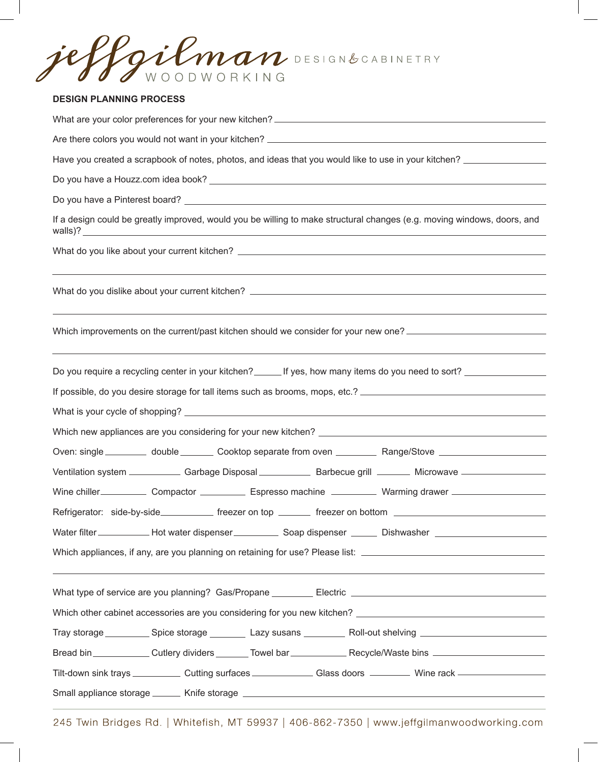jeffgilman WOODWORKING DESIGN & CABINETRY

**DESIGN PLANNING PROCESS**

What are your color preferences for your new kitchen? ____________________

Are there colors you would not want in your kitchen? ____________________

Have you created a scrapbook of notes, photos, and ideas that you would like to use in your kitchen? ____________________

Do you have a Houzz.com idea book? ____________________

Do you have a Pinterest board? ____________________

If a design could be greatly improved, would you be willing to make structural changes (e.g. moving windows, doors, and walls)? ____________________

What do you like about your current kitchen? ____________________

____________________

What do you dislike about your current kitchen? ____________________

____________________

Which improvements on the current/past kitchen should we consider for your new one? ____________________

____________________

Do you require a recycling center in your kitchen? ______ If yes, how many items do you need to sort? ____________________

If possible, do you desire storage for tall items such as brooms, mops, etc.? ____________________

What is your cycle of shopping? ____________________

Which new appliances are you considering for your new kitchen? ____________________

Oven: single ________ double ________ Cooktop separate from oven ________ Range/Stove ________

Ventilation system ________ Garbage Disposal ________ Barbecue grill ________ Microwave ________

Wine chiller ________ Compactor ________ Espresso machine ________ Warming drawer ________

Refrigerator: side-by-side ________ freezer on top ________ freezer on bottom ________

Water filter ________ Hot water dispenser ________ Soap dispenser ________ Dishwasher ________

Which appliances, if any, are you planning on retaining for use? Please list: ____________________

____________________

What type of service are you planning? Gas/Propane ________ Electric ________

Which other cabinet accessories are you considering for you new kitchen? ____________________

Tray storage ________ Spice storage ________ Lazy susans ________ Roll-out shelving ________

Bread bin ________ Cutlery dividers ________ Towel bar ________ Recycle/Waste bins ________

Tilt-down sink trays ________ Cutting surfaces ________ Glass doors ________ Wine rack ________

Small appliance storage ________ Knife storage ________

245 Twin Bridges Rd. | Whitefish, MT 59937 | 406-862-7350 | www.jeffgilmanwoodworking.com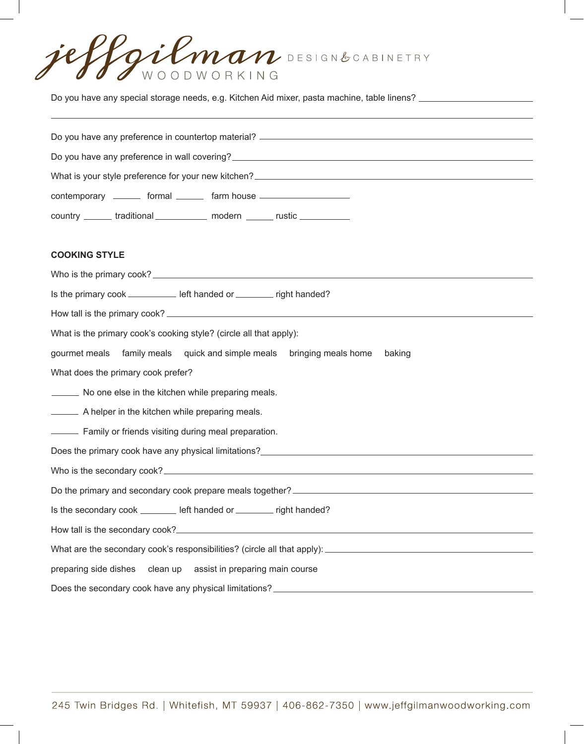jeffgilman WOODWORKING DESIGN & CABINETRY

Do you have any special storage needs, e.g. Kitchen Aid mixer, pasta machine, table linens? ______________________

_____________________________________________________________________________

Do you have any preference in countertop material? ______________________________________________

Do you have any preference in wall covering? ______________________________________________

What is your style preference for your new kitchen? ______________________________________________

contemporary ______ formal ______ farm house __________________

country ______ traditional __________ modern ______ rustic __________

**COOKING STYLE**

Who is the primary cook? ______________________________________________

Is the primary cook __________ left handed or ________ right handed?

How tall is the primary cook? ______________________________________________

What is the primary cook's cooking style? (circle all that apply):

gourmet meals family meals quick and simple meals bringing meals home baking

What does the primary cook prefer?

______ No one else in the kitchen while preparing meals.

______ A helper in the kitchen while preparing meals.

______ Family or friends visiting during meal preparation.

Does the primary cook have any physical limitations? ______________________________________________

Who is the secondary cook? ______________________________________________

Do the primary and secondary cook prepare meals together? ______________________________________________

Is the secondary cook ________ left handed or ________ right handed?

How tall is the secondary cook? ______________________________________________

What are the secondary cook's responsibilities? (circle all that apply): ______________________________________________

preparing side dishes clean up assist in preparing main course

Does the secondary cook have any physical limitations? ______________________________________________

245 Twin Bridges Rd. | Whitefish, MT 59937 | 406-862-7350 | www.jeffgilmanwoodworking.com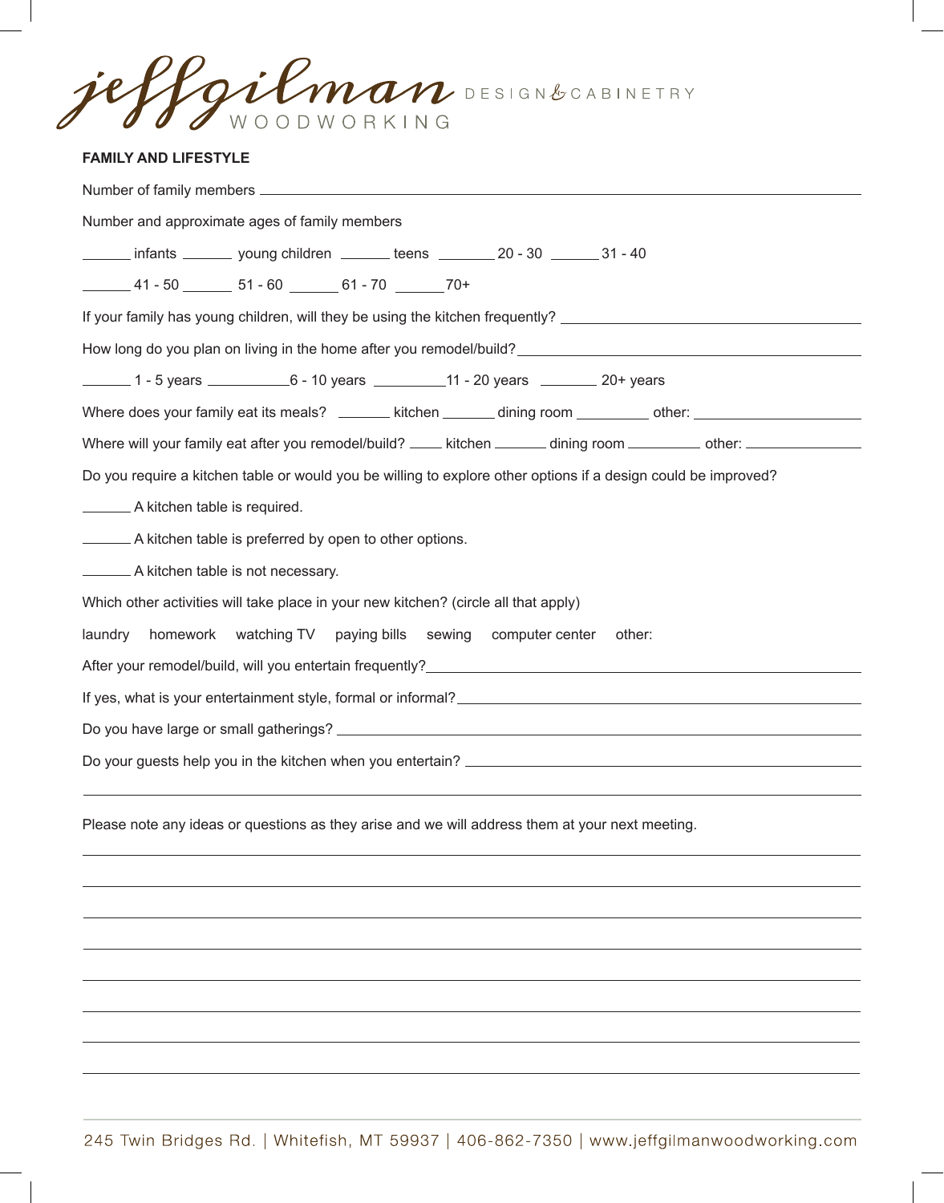jeffgilman WOODWORKING DESIGN & CABINETRY

**FAMILY AND LIFESTYLE**

Number of family members ______________________________

Number and approximate ages of family members

______ infants ______ young children ______ teens ______ 20 - 30 ______ 31 - 40

______ 41 - 50 ______ 51 - 60 ______ 61 - 70 ______ 70+

If your family has young children, will they be using the kitchen frequently? ______________________________

How long do you plan on living in the home after you remodel/build? ______________________________

______ 1 - 5 years ______ 6 - 10 years ______ 11 - 20 years ______ 20+ years

Where does your family eat its meals? ______ kitchen ______ dining room ______ other: ______________

Where will your family eat after you remodel/build? ______ kitchen ______ dining room ______ other: ______________

Do you require a kitchen table or would you be willing to explore other options if a design could be improved?

______ A kitchen table is required.

______ A kitchen table is preferred by open to other options.

______ A kitchen table is not necessary.

Which other activities will take place in your new kitchen? (circle all that apply)

laundry  homework  watching TV  paying bills  sewing  computer center  other:

After your remodel/build, will you entertain frequently? ______________________________

If yes, what is your entertainment style, formal or informal? ______________________________

Do you have large or small gatherings? ______________________________

Do your guests help you in the kitchen when you entertain? ______________________________

______________________________

Please note any ideas or questions as they arise and we will address them at your next meeting.

______________________________

______________________________

______________________________

______________________________

______________________________

______________________________

______________________________

______________________________

245 Twin Bridges Rd. | Whitefish, MT 59937 | 406-862-7350 | www.jeffgilmanwoodworking.com